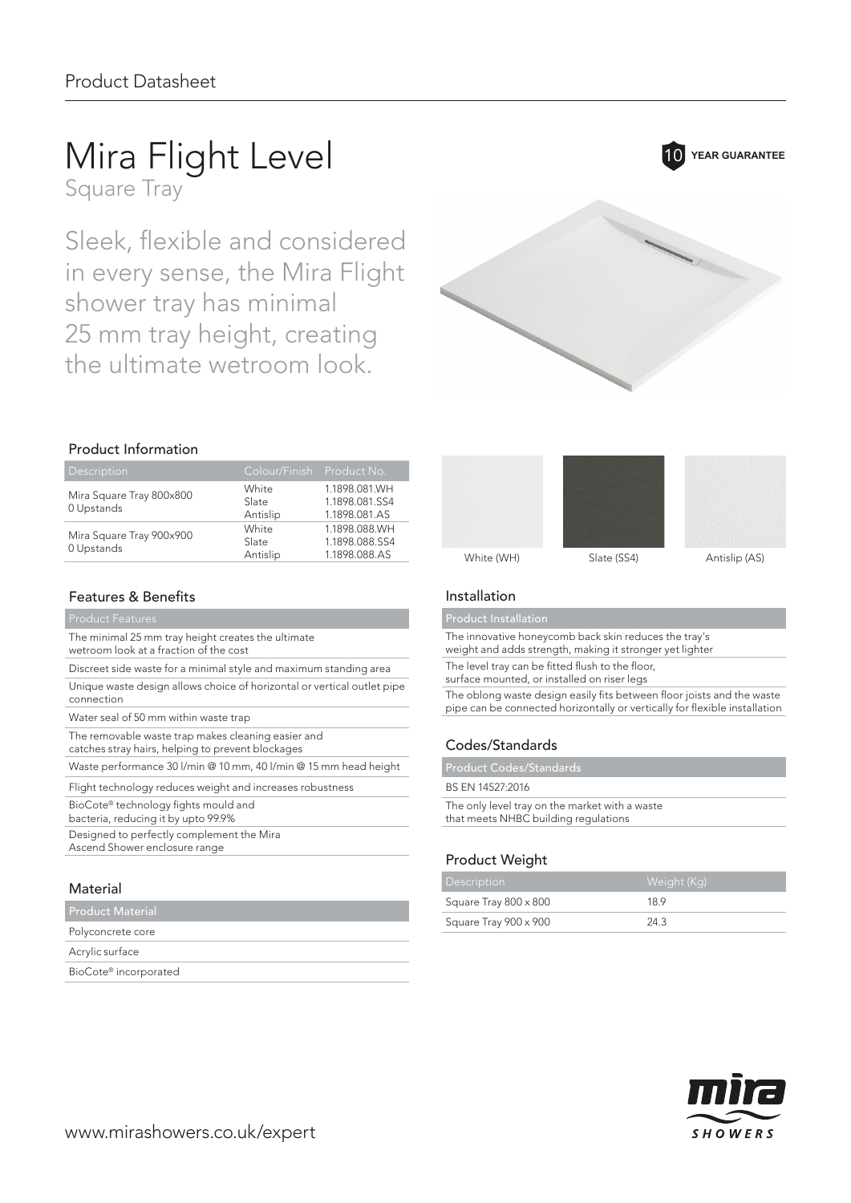Product Datasheet

# Mira Flight Level

Square Tray

10 YEAR GUARANTEE

Sleek, flexible and considered in every sense, the Mira Flight shower tray has minimal 25 mm tray height, creating the ultimate wetroom look.

## Product Information

| Description | Colour/Finish | Product No. |
|---|---|---|
| Mira Square Tray 800x800 0 Upstands | White | 1.1898.081.WH |
| | Slate | 1.1898.081.SS4 |
| | Antislip | 1.1898.081.AS |
| Mira Square Tray 900x900 0 Upstands | White | 1.1898.088.WH |
| | Slate | 1.1898.088.SS4 |
| | Antislip | 1.1898.088.AS |

White (WH) | Slate (SS4) | Antislip (AS)

## Features & Benefits

| Product Features |
|---|
| The minimal 25 mm tray height creates the ultimate wetroom look at a fraction of the cost |
| Discreet side waste for a minimal style and maximum standing area |
| Unique waste design allows choice of horizontal or vertical outlet pipe connection |
| Water seal of 50 mm within waste trap |
| The removable waste trap makes cleaning easier and catches stray hairs, helping to prevent blockages |
| Waste performance 30 l/min @ 10 mm, 40 l/min @ 15 mm head height |
| Flight technology reduces weight and increases robustness |
| BioCote® technology fights mould and bacteria, reducing it by upto 99.9% |
| Designed to perfectly complement the Mira Ascend Shower enclosure range |

## Material

| Product Material |
|---|
| Polyconcrete core |
| Acrylic surface |
| BioCote® incorporated |

## Installation

| Product Installation |
|---|
| The innovative honeycomb back skin reduces the tray's weight and adds strength, making it stronger yet lighter |
| The level tray can be fitted flush to the floor, surface mounted, or installed on riser legs |
| The oblong waste design easily fits between floor joists and the waste pipe can be connected horizontally or vertically for flexible installation |

## Codes/Standards

| Product Codes/Standards |
|---|
| BS EN 14527:2016 |
| The only level tray on the market with a waste that meets NHBC building regulations |

## Product Weight

| Description | Weight (Kg) |
|---|---|
| Square Tray 800 x 800 | 18.9 |
| Square Tray 900 x 900 | 24.3 |

www.mirashowers.co.uk/expert

mira SHOWERS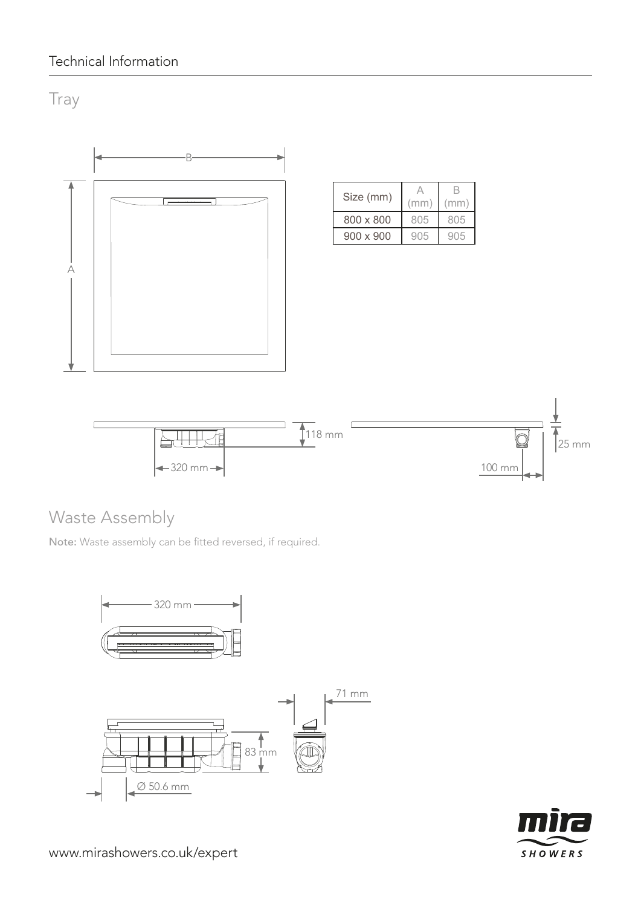# Technical Information

## Tray

B

A

| Size (mm) | A (mm) | B (mm) |
| --- | --- | --- |
| 800 x 800 | 805 | 805 |
| 900 x 900 | 905 | 905 |

118 mm

320 mm

25 mm

100 mm

## Waste Assembly

**Note:** Waste assembly can be fitted reversed, if required.

320 mm

71 mm

83 mm

Ø 50.6 mm

www.mirashowers.co.uk/expert